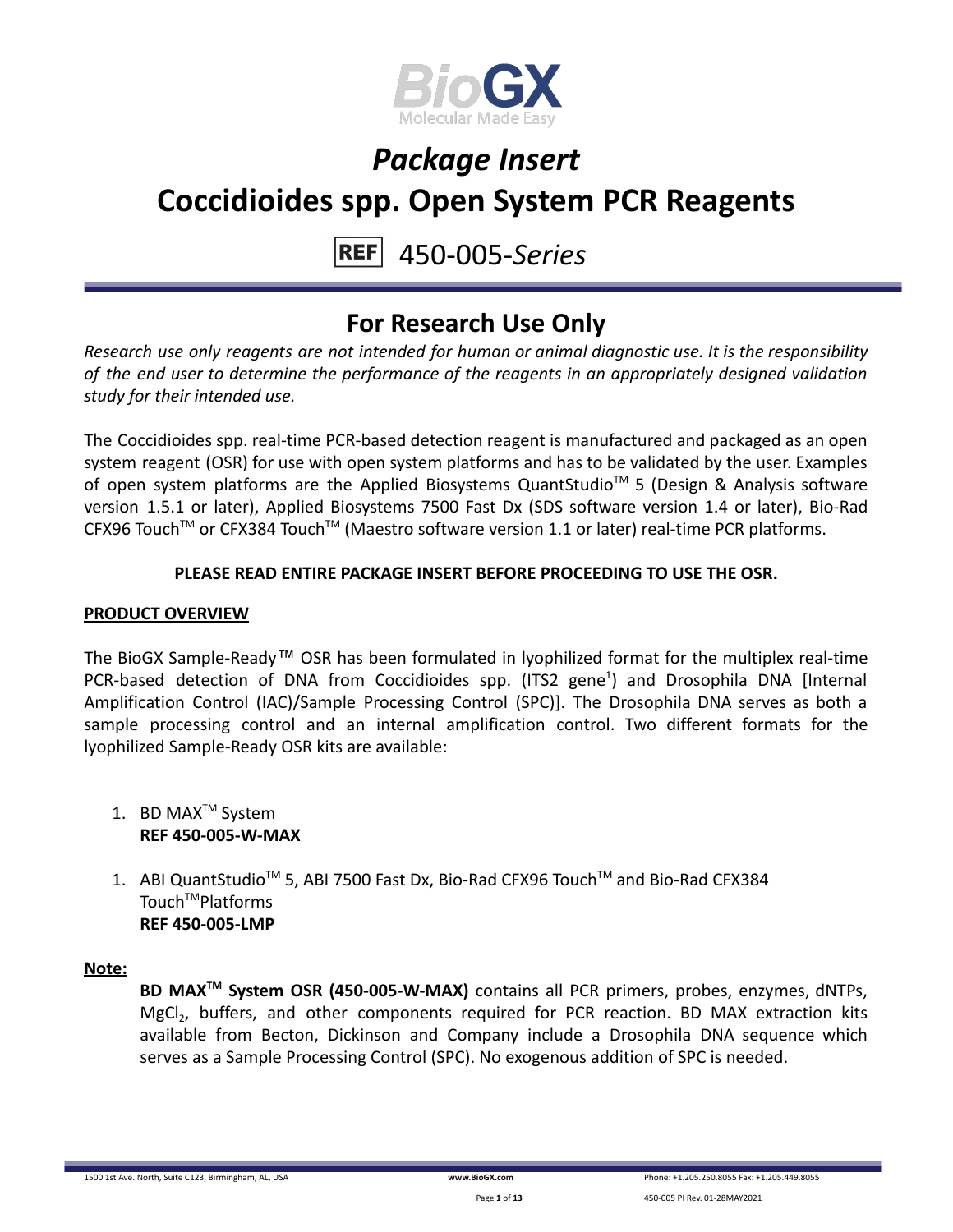BioGX
Molecular Made Easy

# *Package Insert*

# Coccidioides spp. Open System PCR Reagents

REF 450-005-*Series*

## For Research Use Only

*Research use only reagents are not intended for human or animal diagnostic use. It is the responsibility of the end user to determine the performance of the reagents in an appropriately designed validation study for their intended use.*

The Coccidioides spp. real-time PCR-based detection reagent is manufactured and packaged as an open system reagent (OSR) for use with open system platforms and has to be validated by the user. Examples of open system platforms are the Applied Biosystems QuantStudio™ 5 (Design & Analysis software version 1.5.1 or later), Applied Biosystems 7500 Fast Dx (SDS software version 1.4 or later), Bio-Rad CFX96 Touch™ or CFX384 Touch™ (Maestro software version 1.1 or later) real-time PCR platforms.

**PLEASE READ ENTIRE PACKAGE INSERT BEFORE PROCEEDING TO USE THE OSR.**

**PRODUCT OVERVIEW**

The BioGX Sample-Ready™ OSR has been formulated in lyophilized format for the multiplex real-time PCR-based detection of DNA from Coccidioides spp. (ITS2 gene[1]) and Drosophila DNA [Internal Amplification Control (IAC)/Sample Processing Control (SPC)]. The Drosophila DNA serves as both a sample processing control and an internal amplification control. Two different formats for the lyophilized Sample-Ready OSR kits are available:

1. BD MAX™ System
   **REF 450-005-W-MAX**

1. ABI QuantStudio™ 5, ABI 7500 Fast Dx, Bio-Rad CFX96 Touch™ and Bio-Rad CFX384 Touch™Platforms
   **REF 450-005-LMP**

**Note:**

**BD MAX™ System OSR (450-005-W-MAX)** contains all PCR primers, probes, enzymes, dNTPs, $MgCl_2$, buffers, and other components required for PCR reaction. BD MAX extraction kits available from Becton, Dickinson and Company include a Drosophila DNA sequence which serves as a Sample Processing Control (SPC). No exogenous addition of SPC is needed.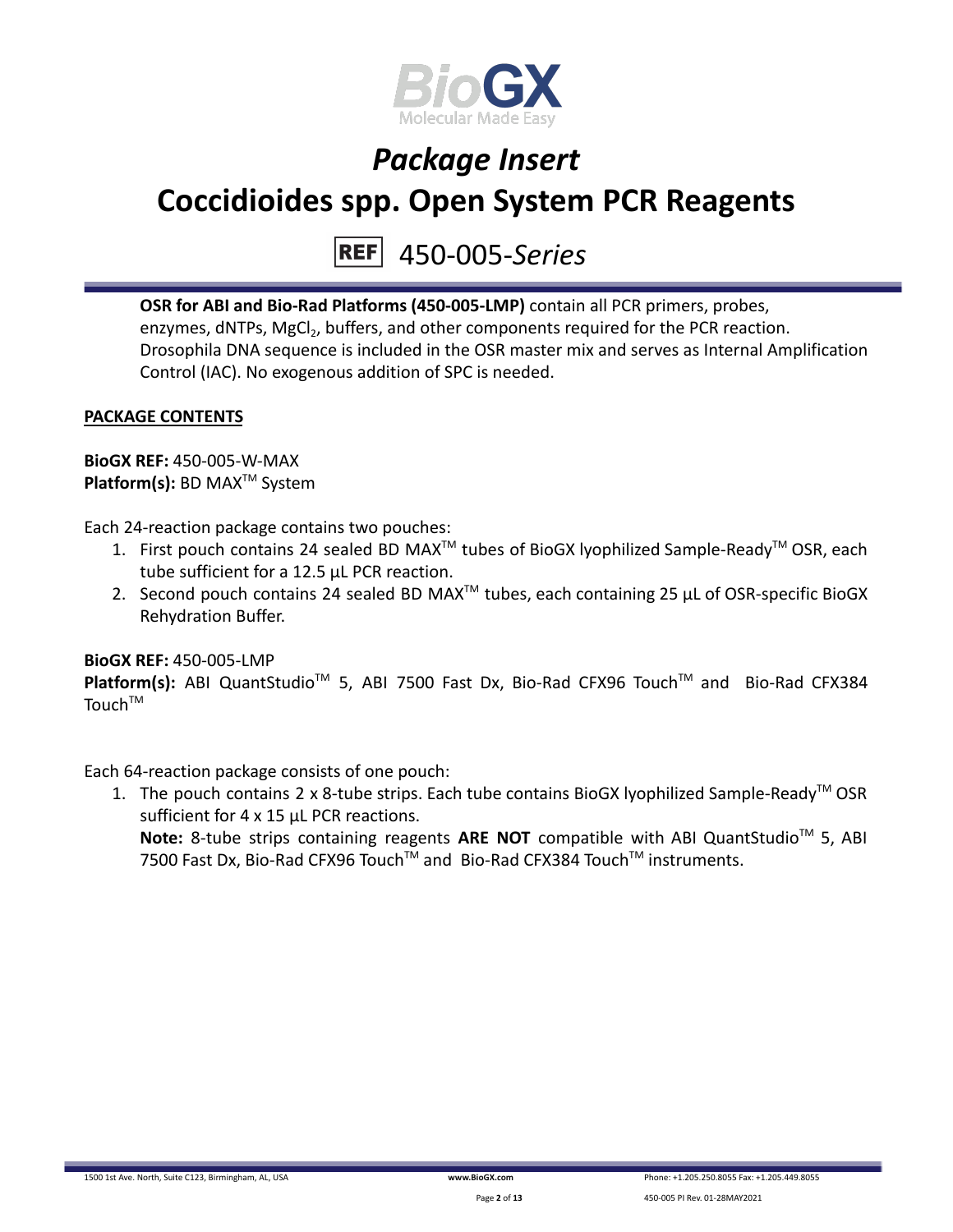# *Package Insert*

# Coccidioides spp. Open System PCR Reagents

REF 450-005-*Series*

**OSR for ABI and Bio-Rad Platforms (450-005-LMP)** contain all PCR primers, probes, enzymes, dNTPs, $MgCl_2$, buffers, and other components required for the PCR reaction. Drosophila DNA sequence is included in the OSR master mix and serves as Internal Amplification Control (IAC). No exogenous addition of SPC is needed.

## PACKAGE CONTENTS

**BioGX REF:** 450-005-W-MAX
**Platform(s):** BD MAX™ System

Each 24-reaction package contains two pouches:

1. First pouch contains 24 sealed BD MAX™ tubes of BioGX lyophilized Sample-Ready™ OSR, each tube sufficient for a 12.5 µL PCR reaction.
2. Second pouch contains 24 sealed BD MAX™ tubes, each containing 25 µL of OSR-specific BioGX Rehydration Buffer.

**BioGX REF:** 450-005-LMP
**Platform(s):** ABI QuantStudio™ 5, ABI 7500 Fast Dx, Bio-Rad CFX96 Touch™ and Bio-Rad CFX384 Touch™

Each 64-reaction package consists of one pouch:

1. The pouch contains 2 x 8-tube strips. Each tube contains BioGX lyophilized Sample-Ready™ OSR sufficient for 4 x 15 µL PCR reactions.
   **Note:** 8-tube strips containing reagents **ARE NOT** compatible with ABI QuantStudio™ 5, ABI 7500 Fast Dx, Bio-Rad CFX96 Touch™ and Bio-Rad CFX384 Touch™ instruments.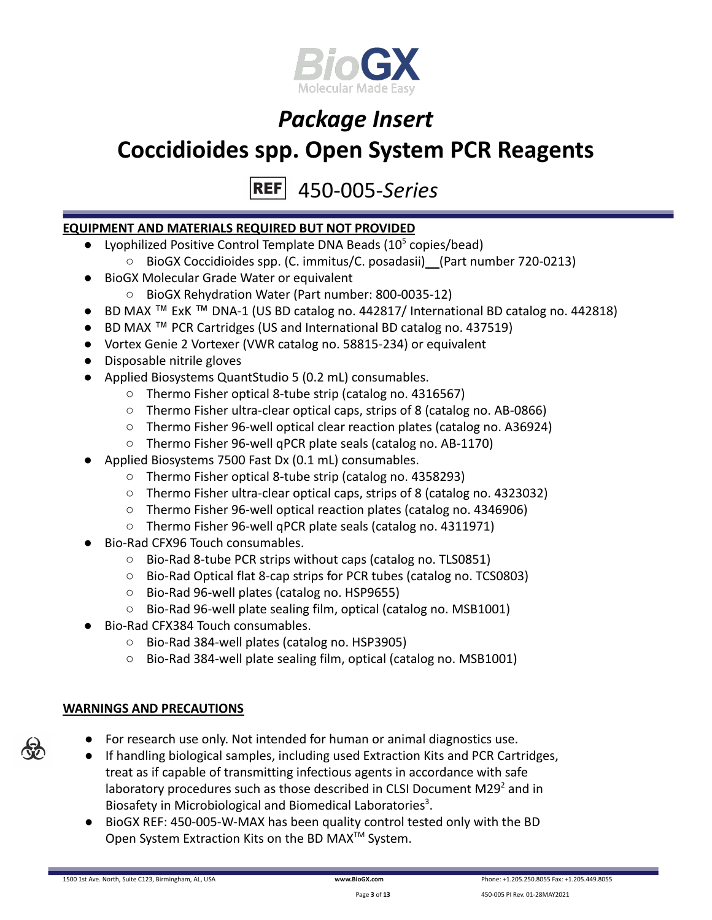# *Package Insert*

# Coccidioides spp. Open System PCR Reagents

REF 450-005-*Series*

**EQUIPMENT AND MATERIALS REQUIRED BUT NOT PROVIDED**

- Lyophilized Positive Control Template DNA Beads ($10^5$ copies/bead)
  - BioGX Coccidioides spp. (C. immitus/C. posadasii) (Part number 720-0213)
- BioGX Molecular Grade Water or equivalent
  - BioGX Rehydration Water (Part number: 800-0035-12)
- BD MAX ™ ExK ™ DNA-1 (US BD catalog no. 442817/ International BD catalog no. 442818)
- BD MAX ™ PCR Cartridges (US and International BD catalog no. 437519)
- Vortex Genie 2 Vortexer (VWR catalog no. 58815-234) or equivalent
- Disposable nitrile gloves
- Applied Biosystems QuantStudio 5 (0.2 mL) consumables.
  - Thermo Fisher optical 8-tube strip (catalog no. 4316567)
  - Thermo Fisher ultra-clear optical caps, strips of 8 (catalog no. AB-0866)
  - Thermo Fisher 96-well optical clear reaction plates (catalog no. A36924)
  - Thermo Fisher 96-well qPCR plate seals (catalog no. AB-1170)
- Applied Biosystems 7500 Fast Dx (0.1 mL) consumables.
  - Thermo Fisher optical 8-tube strip (catalog no. 4358293)
  - Thermo Fisher ultra-clear optical caps, strips of 8 (catalog no. 4323032)
  - Thermo Fisher 96-well optical reaction plates (catalog no. 4346906)
  - Thermo Fisher 96-well qPCR plate seals (catalog no. 4311971)
- Bio-Rad CFX96 Touch consumables.
  - Bio-Rad 8-tube PCR strips without caps (catalog no. TLS0851)
  - Bio-Rad Optical flat 8-cap strips for PCR tubes (catalog no. TCS0803)
  - Bio-Rad 96-well plates (catalog no. HSP9655)
  - Bio-Rad 96-well plate sealing film, optical (catalog no. MSB1001)
- Bio-Rad CFX384 Touch consumables.
  - Bio-Rad 384-well plates (catalog no. HSP3905)
  - Bio-Rad 384-well plate sealing film, optical (catalog no. MSB1001)

**WARNINGS AND PRECAUTIONS**

- For research use only. Not intended for human or animal diagnostics use.
- If handling biological samples, including used Extraction Kits and PCR Cartridges, treat as if capable of transmitting infectious agents in accordance with safe laboratory procedures such as those described in CLSI Document M29[2] and in Biosafety in Microbiological and Biomedical Laboratories[3].
- BioGX REF: 450-005-W-MAX has been quality control tested only with the BD Open System Extraction Kits on the BD MAX™ System.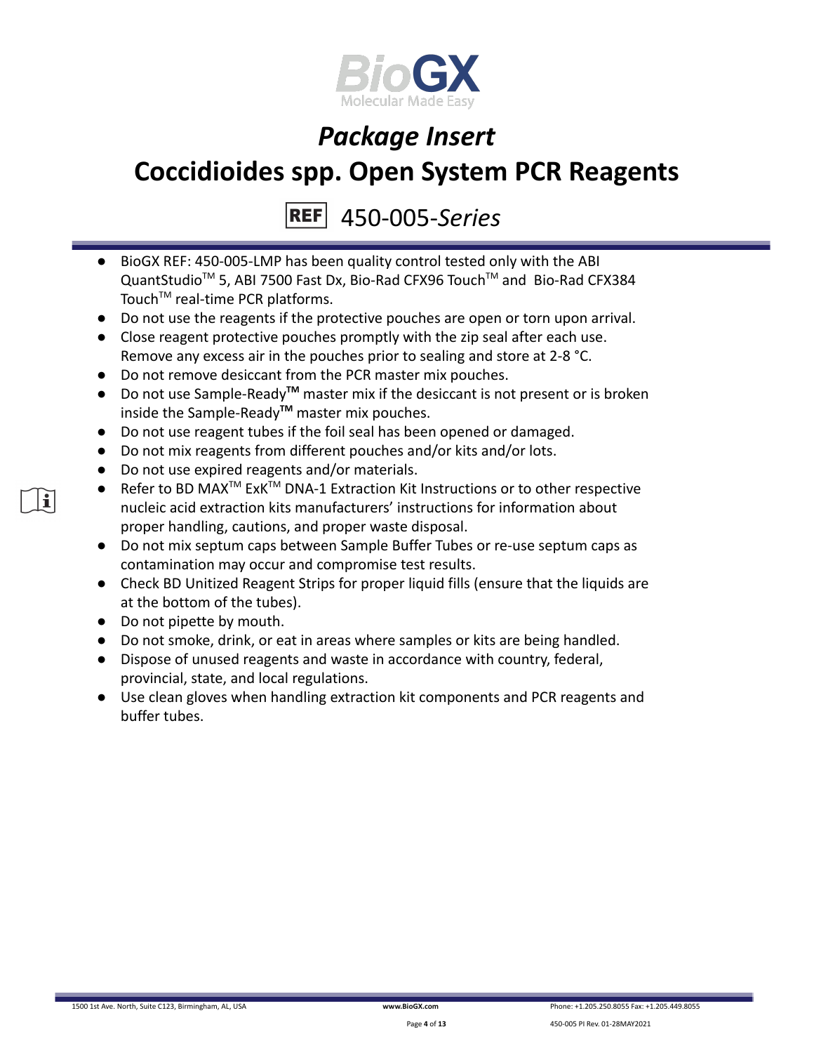- BioGX REF: 450-005-LMP has been quality control tested only with the ABI QuantStudio™ 5, ABI 7500 Fast Dx, Bio-Rad CFX96 Touch™ and Bio-Rad CFX384 Touch™ real-time PCR platforms.
- Do not use the reagents if the protective pouches are open or torn upon arrival.
- Close reagent protective pouches promptly with the zip seal after each use. Remove any excess air in the pouches prior to sealing and store at 2-8 °C.
- Do not remove desiccant from the PCR master mix pouches.
- Do not use Sample-Ready™ master mix if the desiccant is not present or is broken inside the Sample-Ready™ master mix pouches.
- Do not use reagent tubes if the foil seal has been opened or damaged.
- Do not mix reagents from different pouches and/or kits and/or lots.
- Do not use expired reagents and/or materials.
- Refer to BD MAX™ ExK™ DNA-1 Extraction Kit Instructions or to other respective nucleic acid extraction kits manufacturers' instructions for information about proper handling, cautions, and proper waste disposal.
- Do not mix septum caps between Sample Buffer Tubes or re-use septum caps as contamination may occur and compromise test results.
- Check BD Unitized Reagent Strips for proper liquid fills (ensure that the liquids are at the bottom of the tubes).
- Do not pipette by mouth.
- Do not smoke, drink, or eat in areas where samples or kits are being handled.
- Dispose of unused reagents and waste in accordance with country, federal, provincial, state, and local regulations.
- Use clean gloves when handling extraction kit components and PCR reagents and buffer tubes.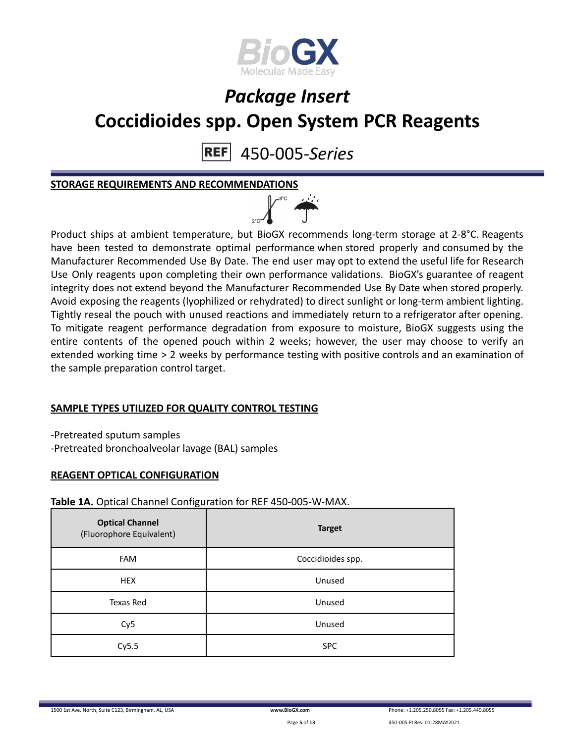## STORAGE REQUIREMENTS AND RECOMMENDATIONS

Product ships at ambient temperature, but BioGX recommends long-term storage at 2-8°C. Reagents have been tested to demonstrate optimal performance when stored properly and consumed by the Manufacturer Recommended Use By Date. The end user may opt to extend the useful life for Research Use Only reagents upon completing their own performance validations. BioGX's guarantee of reagent integrity does not extend beyond the Manufacturer Recommended Use By Date when stored properly. Avoid exposing the reagents (lyophilized or rehydrated) to direct sunlight or long-term ambient lighting. Tightly reseal the pouch with unused reactions and immediately return to a refrigerator after opening. To mitigate reagent performance degradation from exposure to moisture, BioGX suggests using the entire contents of the opened pouch within 2 weeks; however, the user may choose to verify an extended working time > 2 weeks by performance testing with positive controls and an examination of the sample preparation control target.

## SAMPLE TYPES UTILIZED FOR QUALITY CONTROL TESTING

-Pretreated sputum samples
-Pretreated bronchoalveolar lavage (BAL) samples

## REAGENT OPTICAL CONFIGURATION

**Table 1A.** Optical Channel Configuration for REF 450-005-W-MAX.

| **Optical Channel** (Fluorophore Equivalent) | **Target** |
|---|---|
| FAM | Coccidioides spp. |
| HEX | Unused |
| Texas Red | Unused |
| Cy5 | Unused |
| Cy5.5 | SPC |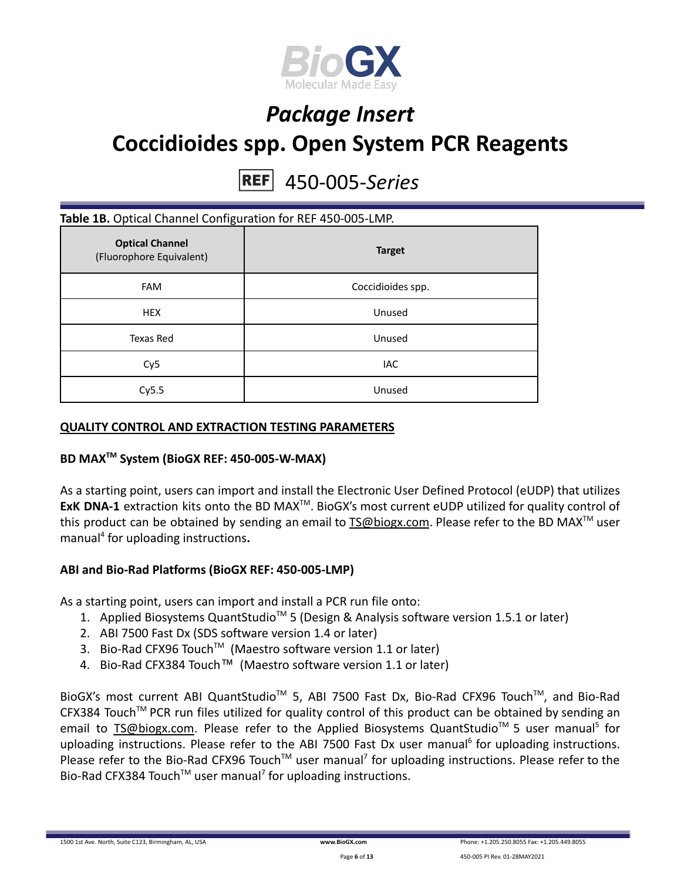**Table 1B.** Optical Channel Configuration for REF 450-005-LMP.

| **Optical Channel** (Fluorophore Equivalent) | **Target** |
|---|---|
| FAM | Coccidioides spp. |
| HEX | Unused |
| Texas Red | Unused |
| Cy5 | IAC |
| Cy5.5 | Unused |

## QUALITY CONTROL AND EXTRACTION TESTING PARAMETERS

### BD MAX™ System (BioGX REF: 450-005-W-MAX)

As a starting point, users can import and install the Electronic User Defined Protocol (eUDP) that utilizes **ExK DNA-1** extraction kits onto the BD MAX™. BioGX's most current eUDP utilized for quality control of this product can be obtained by sending an email to TS@biogx.com. Please refer to the BD MAX™ user manual[4] for uploading instructions**.**

### ABI and Bio-Rad Platforms (BioGX REF: 450-005-LMP)

As a starting point, users can import and install a PCR run file onto:

1. Applied Biosystems QuantStudio™ 5 (Design & Analysis software version 1.5.1 or later)
2. ABI 7500 Fast Dx (SDS software version 1.4 or later)
3. Bio-Rad CFX96 Touch™ (Maestro software version 1.1 or later)
4. Bio-Rad CFX384 Touch™ (Maestro software version 1.1 or later)

BioGX's most current ABI QuantStudio™ 5, ABI 7500 Fast Dx, Bio-Rad CFX96 Touch™, and Bio-Rad CFX384 Touch™ PCR run files utilized for quality control of this product can be obtained by sending an email to TS@biogx.com. Please refer to the Applied Biosystems QuantStudio™ 5 user manual[5] for uploading instructions. Please refer to the ABI 7500 Fast Dx user manual[6] for uploading instructions. Please refer to the Bio-Rad CFX96 Touch™ user manual[7] for uploading instructions. Please refer to the Bio-Rad CFX384 Touch™ user manual[7] for uploading instructions.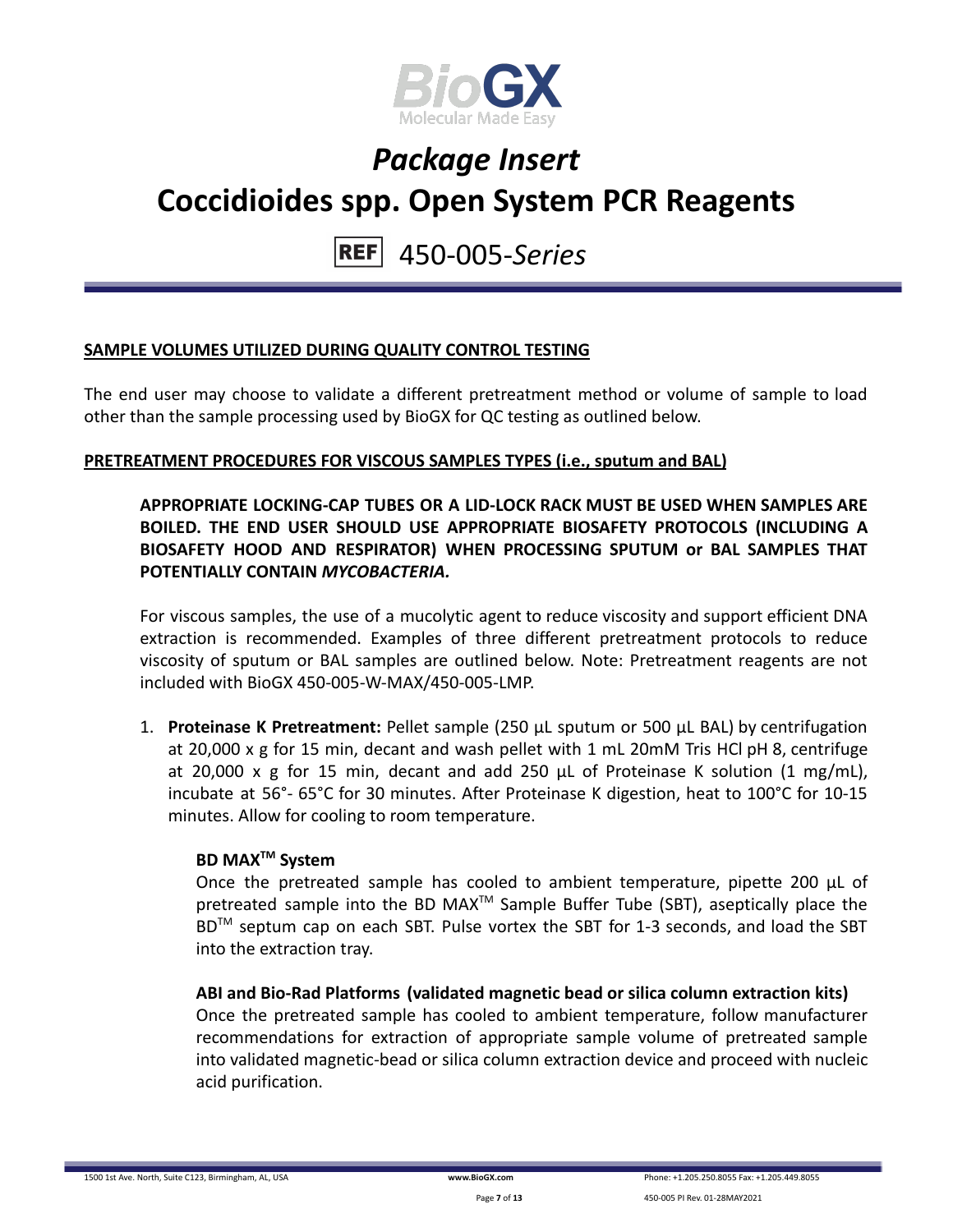## SAMPLE VOLUMES UTILIZED DURING QUALITY CONTROL TESTING

The end user may choose to validate a different pretreatment method or volume of sample to load other than the sample processing used by BioGX for QC testing as outlined below.

## PRETREATMENT PROCEDURES FOR VISCOUS SAMPLES TYPES (i.e., sputum and BAL)

**APPROPRIATE LOCKING-CAP TUBES OR A LID-LOCK RACK MUST BE USED WHEN SAMPLES ARE BOILED. THE END USER SHOULD USE APPROPRIATE BIOSAFETY PROTOCOLS (INCLUDING A BIOSAFETY HOOD AND RESPIRATOR) WHEN PROCESSING SPUTUM or BAL SAMPLES THAT POTENTIALLY CONTAIN *MYCOBACTERIA.***

For viscous samples, the use of a mucolytic agent to reduce viscosity and support efficient DNA extraction is recommended. Examples of three different pretreatment protocols to reduce viscosity of sputum or BAL samples are outlined below. Note: Pretreatment reagents are not included with BioGX 450-005-W-MAX/450-005-LMP.

1. **Proteinase K Pretreatment:** Pellet sample (250 µL sputum or 500 µL BAL) by centrifugation at 20,000 x g for 15 min, decant and wash pellet with 1 mL 20mM Tris HCl pH 8, centrifuge at 20,000 x g for 15 min, decant and add 250 µL of Proteinase K solution (1 mg/mL), incubate at 56°- 65°C for 30 minutes. After Proteinase K digestion, heat to 100°C for 10-15 minutes. Allow for cooling to room temperature.

   **BD MAX™ System**

   Once the pretreated sample has cooled to ambient temperature, pipette 200 µL of pretreated sample into the BD MAX™ Sample Buffer Tube (SBT), aseptically place the BD™ septum cap on each SBT. Pulse vortex the SBT for 1-3 seconds, and load the SBT into the extraction tray.

   **ABI and Bio-Rad Platforms (validated magnetic bead or silica column extraction kits)**

   Once the pretreated sample has cooled to ambient temperature, follow manufacturer recommendations for extraction of appropriate sample volume of pretreated sample into validated magnetic-bead or silica column extraction device and proceed with nucleic acid purification.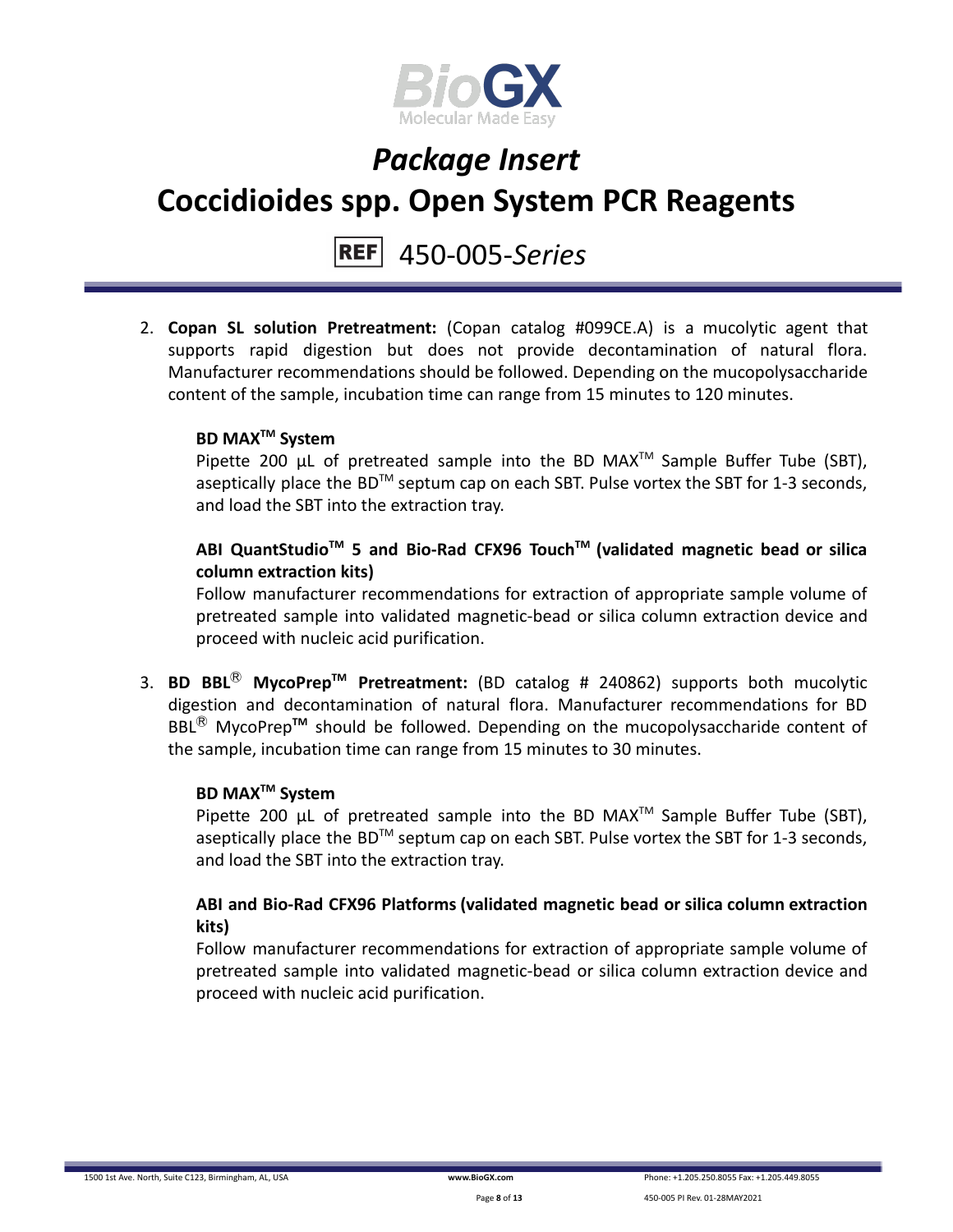2. **Copan SL solution Pretreatment:** (Copan catalog #099CE.A) is a mucolytic agent that supports rapid digestion but does not provide decontamination of natural flora. Manufacturer recommendations should be followed. Depending on the mucopolysaccharide content of the sample, incubation time can range from 15 minutes to 120 minutes.

   **BD MAX™ System**
   Pipette 200 µL of pretreated sample into the BD MAX™ Sample Buffer Tube (SBT), aseptically place the BD™ septum cap on each SBT. Pulse vortex the SBT for 1-3 seconds, and load the SBT into the extraction tray.

   **ABI QuantStudio™ 5 and Bio-Rad CFX96 Touch™ (validated magnetic bead or silica column extraction kits)**
   Follow manufacturer recommendations for extraction of appropriate sample volume of pretreated sample into validated magnetic-bead or silica column extraction device and proceed with nucleic acid purification.

3. **BD BBL® MycoPrep™ Pretreatment:** (BD catalog # 240862) supports both mucolytic digestion and decontamination of natural flora. Manufacturer recommendations for BD BBL® MycoPrep**™** should be followed. Depending on the mucopolysaccharide content of the sample, incubation time can range from 15 minutes to 30 minutes.

   **BD MAX™ System**
   Pipette 200 µL of pretreated sample into the BD MAX™ Sample Buffer Tube (SBT), aseptically place the BD™ septum cap on each SBT. Pulse vortex the SBT for 1-3 seconds, and load the SBT into the extraction tray.

   **ABI and Bio-Rad CFX96 Platforms (validated magnetic bead or silica column extraction kits)**
   Follow manufacturer recommendations for extraction of appropriate sample volume of pretreated sample into validated magnetic-bead or silica column extraction device and proceed with nucleic acid purification.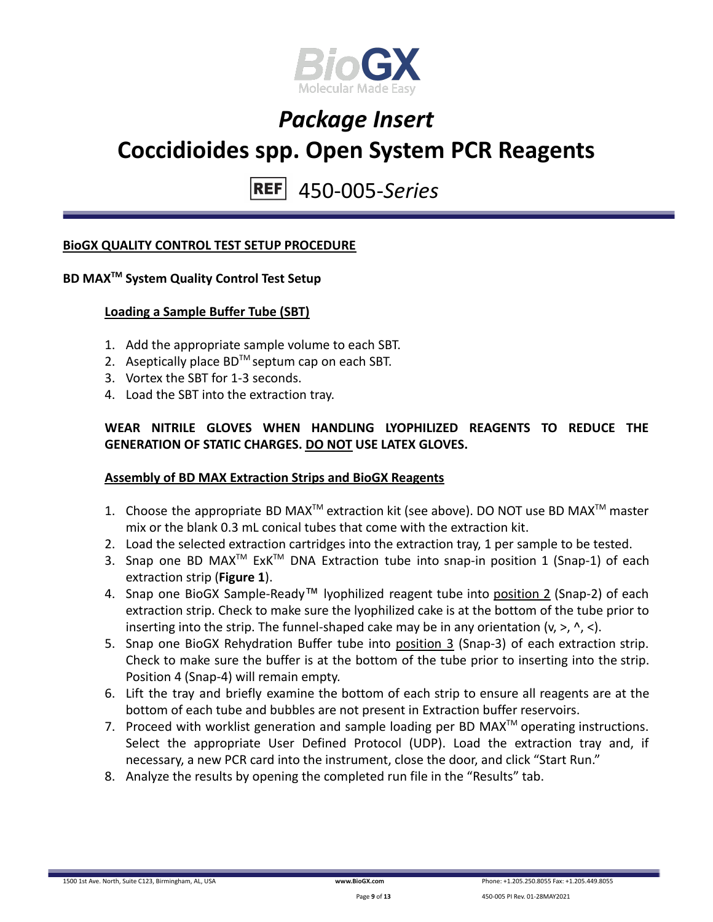**BioGX QUALITY CONTROL TEST SETUP PROCEDURE**

**BD MAX™ System Quality Control Test Setup**

**Loading a Sample Buffer Tube (SBT)**

1. Add the appropriate sample volume to each SBT.
2. Aseptically place BD™ septum cap on each SBT.
3. Vortex the SBT for 1-3 seconds.
4. Load the SBT into the extraction tray.

**WEAR NITRILE GLOVES WHEN HANDLING LYOPHILIZED REAGENTS TO REDUCE THE GENERATION OF STATIC CHARGES. DO NOT USE LATEX GLOVES.**

**Assembly of BD MAX Extraction Strips and BioGX Reagents**

1. Choose the appropriate BD MAX™ extraction kit (see above). DO NOT use BD MAX™ master mix or the blank 0.3 mL conical tubes that come with the extraction kit.
2. Load the selected extraction cartridges into the extraction tray, 1 per sample to be tested.
3. Snap one BD MAX™ ExK™ DNA Extraction tube into snap-in position 1 (Snap-1) of each extraction strip (**Figure 1**).
4. Snap one BioGX Sample-Ready™ lyophilized reagent tube into position 2 (Snap-2) of each extraction strip. Check to make sure the lyophilized cake is at the bottom of the tube prior to inserting into the strip. The funnel-shaped cake may be in any orientation (v, >, ^, <).
5. Snap one BioGX Rehydration Buffer tube into position 3 (Snap-3) of each extraction strip. Check to make sure the buffer is at the bottom of the tube prior to inserting into the strip. Position 4 (Snap-4) will remain empty.
6. Lift the tray and briefly examine the bottom of each strip to ensure all reagents are at the bottom of each tube and bubbles are not present in Extraction buffer reservoirs.
7. Proceed with worklist generation and sample loading per BD MAX™ operating instructions. Select the appropriate User Defined Protocol (UDP). Load the extraction tray and, if necessary, a new PCR card into the instrument, close the door, and click "Start Run."
8. Analyze the results by opening the completed run file in the "Results" tab.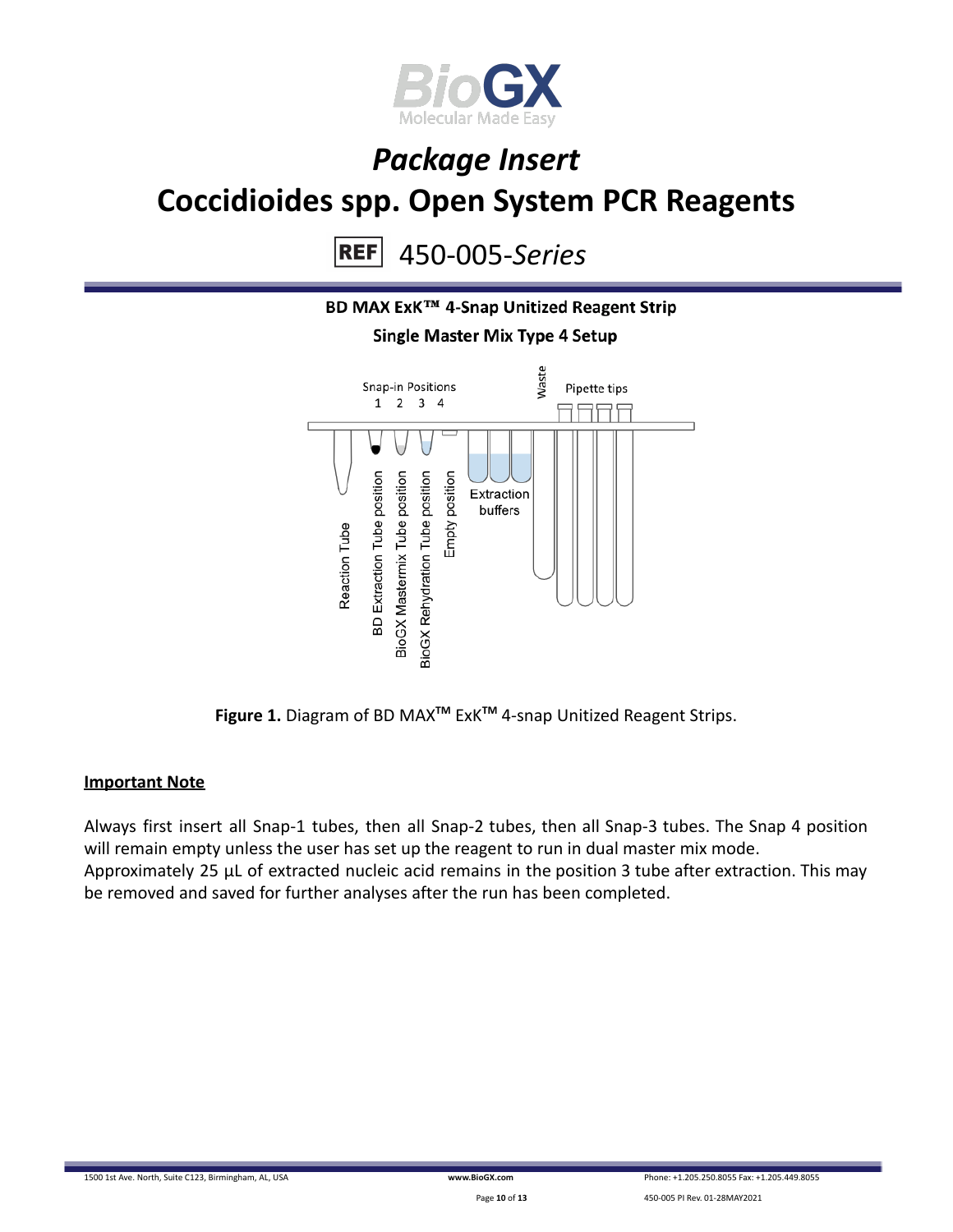# Package Insert

# Coccidioides spp. Open System PCR Reagents

REF 450-005-*Series*

### BD MAX ExK™ 4-Snap Unitized Reagent Strip

### Single Master Mix Type 4 Setup

Snap-in Positions
1 2 3 4

Waste

Pipette tips

Reaction Tube

BD Extraction Tube position

BioGX Mastermix Tube position

BioGX Rehydration Tube position

Empty position

Extraction buffers

**Figure 1.** Diagram of BD MAX™ ExK™ 4-snap Unitized Reagent Strips.

**<u>Important Note</u>**

Always first insert all Snap-1 tubes, then all Snap-2 tubes, then all Snap-3 tubes. The Snap 4 position will remain empty unless the user has set up the reagent to run in dual master mix mode.
Approximately 25 µL of extracted nucleic acid remains in the position 3 tube after extraction. This may be removed and saved for further analyses after the run has been completed.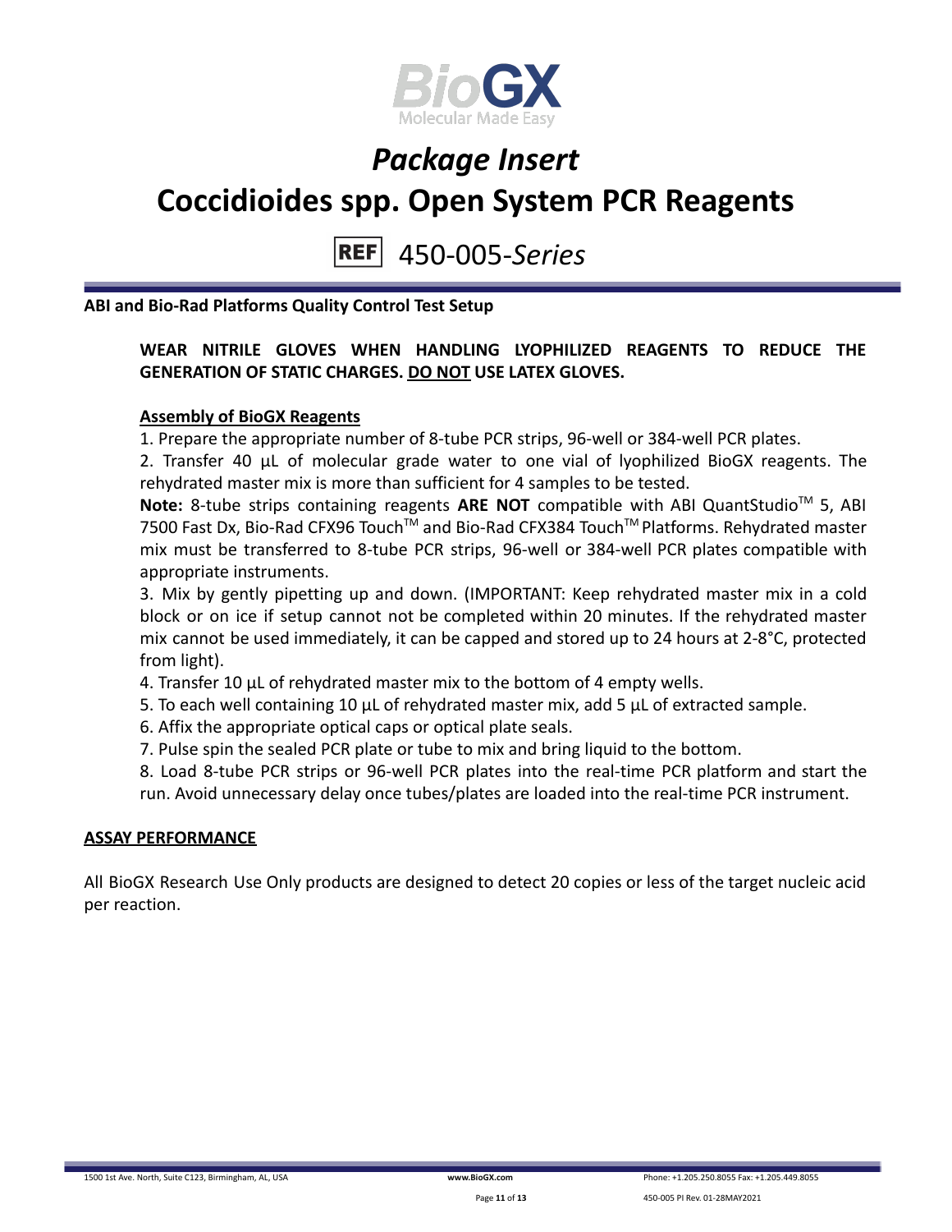## ABI and Bio-Rad Platforms Quality Control Test Setup

**WEAR NITRILE GLOVES WHEN HANDLING LYOPHILIZED REAGENTS TO REDUCE THE GENERATION OF STATIC CHARGES. <u>DO NOT</u> USE LATEX GLOVES.**

**<u>Assembly of BioGX Reagents</u>**

1. Prepare the appropriate number of 8-tube PCR strips, 96-well or 384-well PCR plates.
2. Transfer 40 µL of molecular grade water to one vial of lyophilized BioGX reagents. The rehydrated master mix is more than sufficient for 4 samples to be tested.

**Note:** 8-tube strips containing reagents **ARE NOT** compatible with ABI QuantStudio™ 5, ABI 7500 Fast Dx, Bio-Rad CFX96 Touch™ and Bio-Rad CFX384 Touch™ Platforms. Rehydrated master mix must be transferred to 8-tube PCR strips, 96-well or 384-well PCR plates compatible with appropriate instruments.

3. Mix by gently pipetting up and down. (IMPORTANT: Keep rehydrated master mix in a cold block or on ice if setup cannot not be completed within 20 minutes. If the rehydrated master mix cannot be used immediately, it can be capped and stored up to 24 hours at 2-8°C, protected from light).
4. Transfer 10 µL of rehydrated master mix to the bottom of 4 empty wells.
5. To each well containing 10 µL of rehydrated master mix, add 5 µL of extracted sample.
6. Affix the appropriate optical caps or optical plate seals.
7. Pulse spin the sealed PCR plate or tube to mix and bring liquid to the bottom.
8. Load 8-tube PCR strips or 96-well PCR plates into the real-time PCR platform and start the run. Avoid unnecessary delay once tubes/plates are loaded into the real-time PCR instrument.

## <u>ASSAY PERFORMANCE</u>

All BioGX Research Use Only products are designed to detect 20 copies or less of the target nucleic acid per reaction.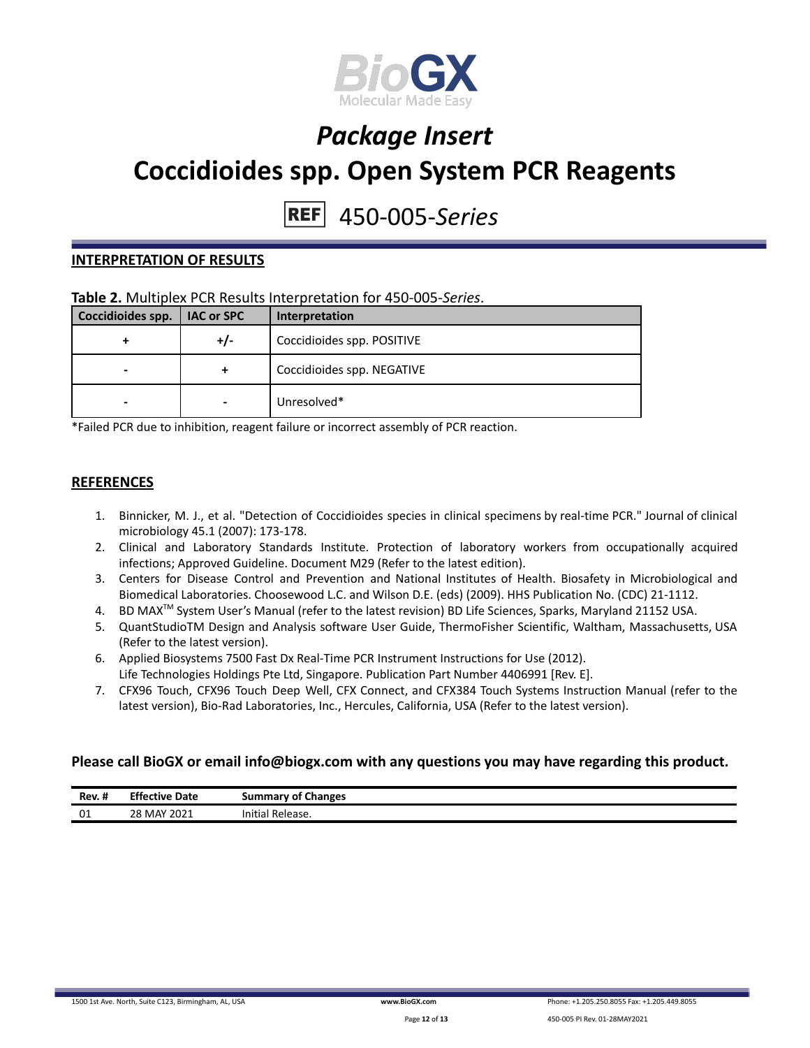# *Package Insert*

# Coccidioides spp. Open System PCR Reagents

REF 450-005-*Series*

## INTERPRETATION OF RESULTS

**Table 2.** Multiplex PCR Results Interpretation for 450-005-*Series*.

| Coccidioides spp. | IAC or SPC | Interpretation |
|---|---|---|
| + | +/- | Coccidioides spp. POSITIVE |
| - | + | Coccidioides spp. NEGATIVE |
| - | - | Unresolved* |

*Failed PCR due to inhibition, reagent failure or incorrect assembly of PCR reaction.

## REFERENCES

1. Binnicker, M. J., et al. "Detection of Coccidioides species in clinical specimens by real-time PCR." Journal of clinical microbiology 45.1 (2007): 173-178.
2. Clinical and Laboratory Standards Institute. Protection of laboratory workers from occupationally acquired infections; Approved Guideline. Document M29 (Refer to the latest edition).
3. Centers for Disease Control and Prevention and National Institutes of Health. Biosafety in Microbiological and Biomedical Laboratories. Choosewood L.C. and Wilson D.E. (eds) (2009). HHS Publication No. (CDC) 21-1112.
4. BD MAX™ System User's Manual (refer to the latest revision) BD Life Sciences, Sparks, Maryland 21152 USA.
5. QuantStudioTM Design and Analysis software User Guide, ThermoFisher Scientific, Waltham, Massachusetts, USA (Refer to the latest version).
6. Applied Biosystems 7500 Fast Dx Real-Time PCR Instrument Instructions for Use (2012). Life Technologies Holdings Pte Ltd, Singapore. Publication Part Number 4406991 [Rev. E].
7. CFX96 Touch, CFX96 Touch Deep Well, CFX Connect, and CFX384 Touch Systems Instruction Manual (refer to the latest version), Bio-Rad Laboratories, Inc., Hercules, California, USA (Refer to the latest version).

**Please call BioGX or email info@biogx.com with any questions you may have regarding this product.**

| Rev. # | Effective Date | Summary of Changes |
|---|---|---|
| 01 | 28 MAY 2021 | Initial Release. |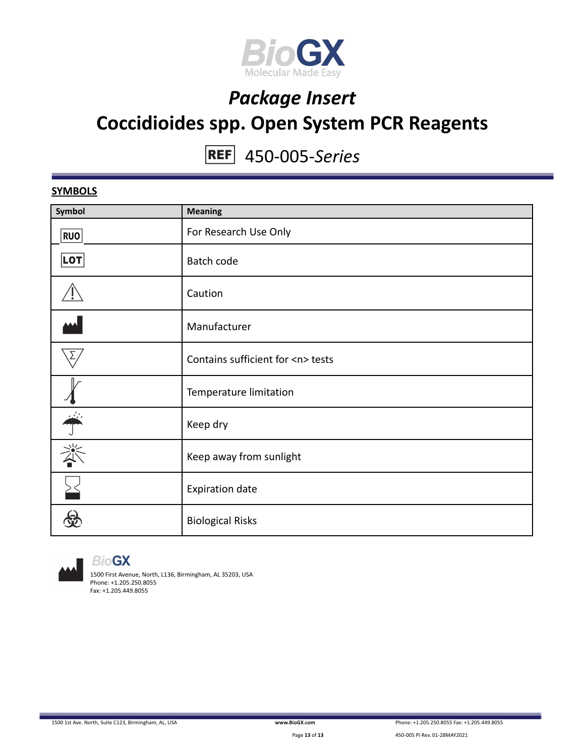BioGX
Molecular Made Easy

# *Package Insert*

# Coccidioides spp. Open System PCR Reagents

REF 450-005-*Series*

## SYMBOLS

| Symbol | Meaning |
|---|---|
| RUO | For Research Use Only |
| LOT | Batch code |
| | Caution |
| | Manufacturer |
| | Contains sufficient for <n> tests |
| | Temperature limitation |
| | Keep dry |
| | Keep away from sunlight |
| | Expiration date |
| | Biological Risks |

BioGX
1500 First Avenue, North, L136, Birmingham, AL 35203, USA
Phone: +1.205.250.8055
Fax: +1.205.449.8055